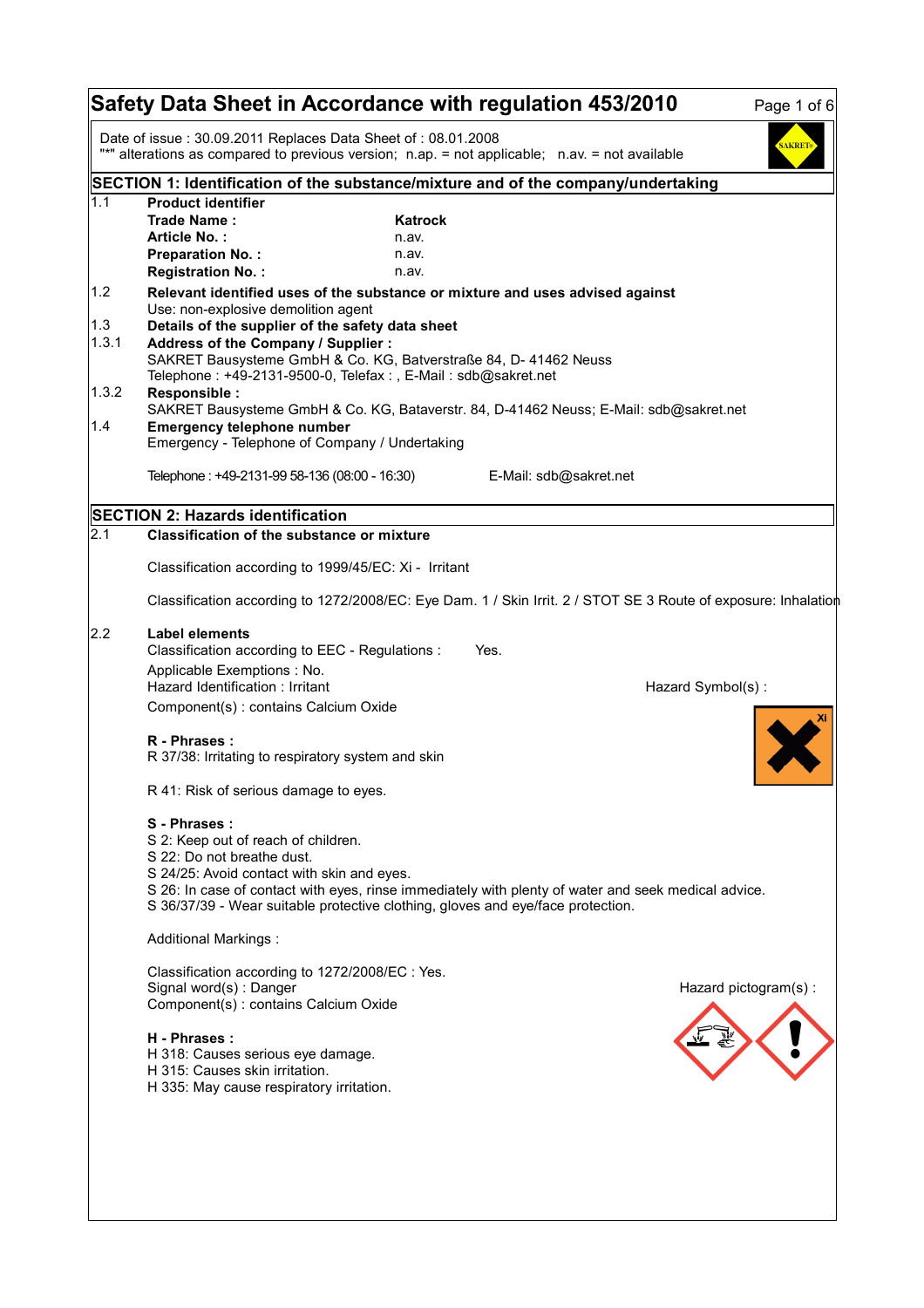# Safety Data Sheet in Accordance with regulation 453/2010

Date of issue : 30.09.2011 Replaces Data Sheet of : 08.01.2008
"*" alterations as compared to previous version; n.ap. = not applicable; n.av. = not available

## SECTION 1: Identification of the substance/mixture and of the company/undertaking

1.1 **Product identifier**

| | |
|---|---|
| **Trade Name :** | **Katrock** |
| **Article No. :** | n.av. |
| **Preparation No. :** | n.av. |
| **Registration No. :** | n.av. |

1.2 **Relevant identified uses of the substance or mixture and uses advised against**
Use: non-explosive demolition agent

1.3 **Details of the supplier of the safety data sheet**

1.3.1 **Address of the Company / Supplier :**
SAKRET Bausysteme GmbH & Co. KG, Batverstraße 84, D- 41462 Neuss
Telephone : +49-2131-9500-0, Telefax : , E-Mail : sdb@sakret.net

1.3.2 **Responsible :**
SAKRET Bausysteme GmbH & Co. KG, Bataverstr. 84, D-41462 Neuss; E-Mail: sdb@sakret.net

1.4 **Emergency telephone number**
Emergency - Telephone of Company / Undertaking

Telephone : +49-2131-99 58-136 (08:00 - 16:30) E-Mail: sdb@sakret.net

## SECTION 2: Hazards identification

2.1 **Classification of the substance or mixture**

Classification according to 1999/45/EC: Xi - Irritant

Classification according to 1272/2008/EC: Eye Dam. 1 / Skin Irrit. 2 / STOT SE 3 Route of exposure: Inhalation

2.2 **Label elements**
Classification according to EEC - Regulations : Yes.
Applicable Exemptions : No.
Hazard Identification : Irritant
Hazard Symbol(s) : Xi
Component(s) : contains Calcium Oxide

**R - Phrases :**
R 37/38: Irritating to respiratory system and skin

R 41: Risk of serious damage to eyes.

**S - Phrases :**
S 2: Keep out of reach of children.
S 22: Do not breathe dust.
S 24/25: Avoid contact with skin and eyes.
S 26: In case of contact with eyes, rinse immediately with plenty of water and seek medical advice.
S 36/37/39 - Wear suitable protective clothing, gloves and eye/face protection.

Additional Markings :

Classification according to 1272/2008/EC : Yes.
Signal word(s) : Danger
Component(s) : contains Calcium Oxide
Hazard pictogram(s) :

**H - Phrases :**
H 318: Causes serious eye damage.
H 315: Causes skin irritation.
H 335: May cause respiratory irritation.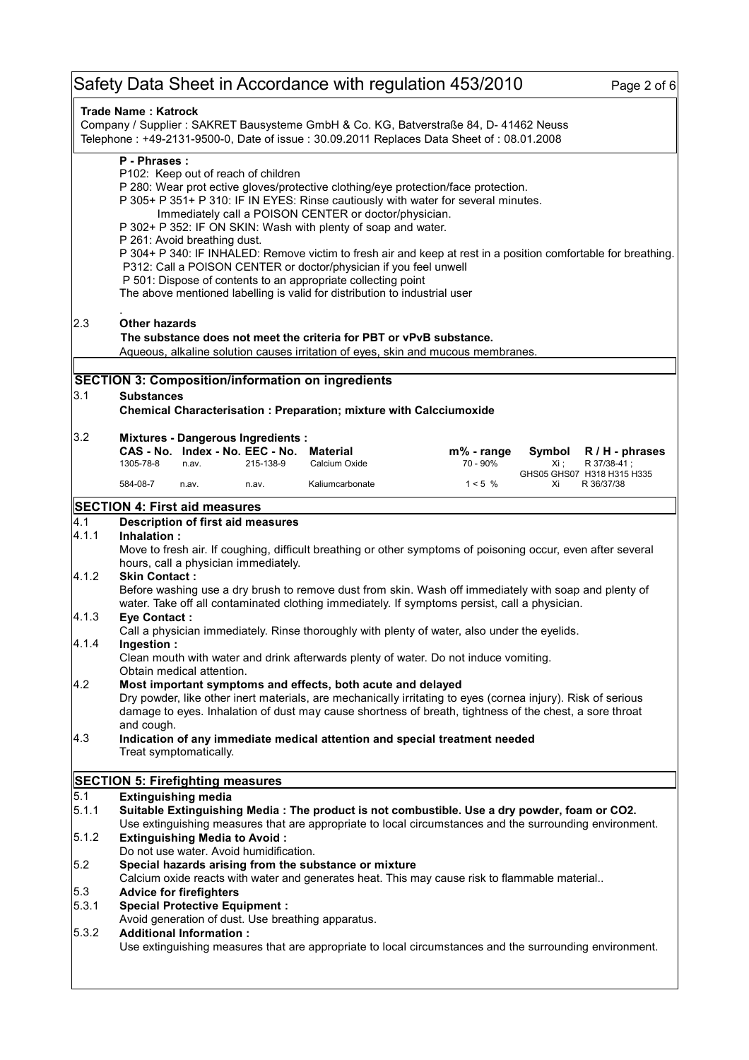**Trade Name : Katrock**
Company / Supplier : SAKRET Bausysteme GmbH & Co. KG, Batverstraße 84, D- 41462 Neuss
Telephone : +49-2131-9500-0, Date of issue : 30.09.2011 Replaces Data Sheet of : 08.01.2008

**P - Phrases :**

P102: Keep out of reach of children
P 280: Wear prot ective gloves/protective clothing/eye protection/face protection.
P 305+ P 351+ P 310: IF IN EYES: Rinse cautiously with water for several minutes.
Immediately call a POISON CENTER or doctor/physician.
P 302+ P 352: IF ON SKIN: Wash with plenty of soap and water.
P 261: Avoid breathing dust.
P 304+ P 340: IF INHALED: Remove victim to fresh air and keep at rest in a position comfortable for breathing.
P312: Call a POISON CENTER or doctor/physician if you feel unwell
P 501: Dispose of contents to an appropriate collecting point
The above mentioned labelling is valid for distribution to industrial user

.

## 2.3 Other hazards

**The substance does not meet the criteria for PBT or vPvB substance.**
Aqueous, alkaline solution causes irritation of eyes, skin and mucous membranes.

## SECTION 3: Composition/information on ingredients

### 3.1 Substances

**Chemical Characterisation : Preparation; mixture with Calcciumoxide**

### 3.2 Mixtures - Dangerous Ingredients :

| CAS - No. | Index - No. | EEC - No. | Material | m% - range | Symbol | R / H - phrases |
|---|---|---|---|---|---|---|
| 1305-78-8 | n.av. | 215-138-9 | Calcium Oxide | 70 - 90% | Xi ; GHS05 GHS07 | R 37/38-41 ; H318 H315 H335 |
| 584-08-7 | n.av. | n.av. | Kaliumcarbonate | 1 < 5 % | Xi | R 36/37/38 |

## SECTION 4: First aid measures

### 4.1 Description of first aid measures

**4.1.1 Inhalation :**
Move to fresh air. If coughing, difficult breathing or other symptoms of poisoning occur, even after several hours, call a physician immediately.

**4.1.2 Skin Contact :**
Before washing use a dry brush to remove dust from skin. Wash off immediately with soap and plenty of water. Take off all contaminated clothing immediately. If symptoms persist, call a physician.

**4.1.3 Eye Contact :**
Call a physician immediately. Rinse thoroughly with plenty of water, also under the eyelids.

**4.1.4 Ingestion :**
Clean mouth with water and drink afterwards plenty of water. Do not induce vomiting.
Obtain medical attention.

### 4.2 Most important symptoms and effects, both acute and delayed

Dry powder, like other inert materials, are mechanically irritating to eyes (cornea injury). Risk of serious damage to eyes. Inhalation of dust may cause shortness of breath, tightness of the chest, a sore throat and cough.

### 4.3 Indication of any immediate medical attention and special treatment needed

Treat symptomatically.

## SECTION 5: Firefighting measures

### 5.1 Extinguishing media

**5.1.1 Suitable Extinguishing Media : The product is not combustible. Use a dry powder, foam or CO2.**
Use extinguishing measures that are appropriate to local circumstances and the surrounding environment.

**5.1.2 Extinguishing Media to Avoid :**
Do not use water. Avoid humidification.

### 5.2 Special hazards arising from the substance or mixture

Calcium oxide reacts with water and generates heat. This may cause risk to flammable material..

### 5.3 Advice for firefighters

**5.3.1 Special Protective Equipment :**
Avoid generation of dust. Use breathing apparatus.

**5.3.2 Additional Information :**
Use extinguishing measures that are appropriate to local circumstances and the surrounding environment.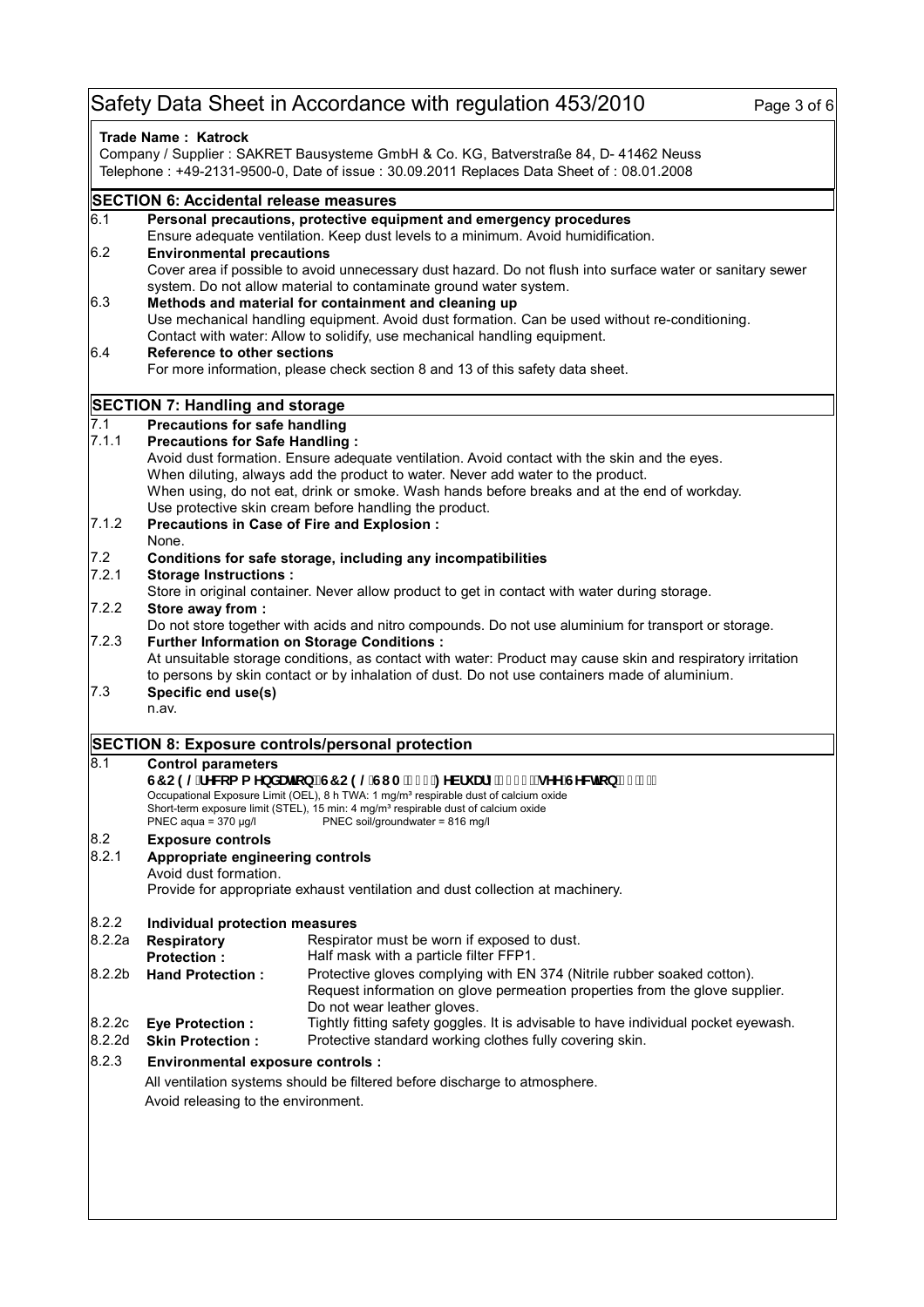## SECTION 6: Accidental release measures

**6.1 Personal precautions, protective equipment and emergency procedures**

Ensure adequate ventilation. Keep dust levels to a minimum. Avoid humidification.

**6.2 Environmental precautions**

Cover area if possible to avoid unnecessary dust hazard. Do not flush into surface water or sanitary sewer system. Do not allow material to contaminate ground water system.

**6.3 Methods and material for containment and cleaning up**

Use mechanical handling equipment. Avoid dust formation. Can be used without re-conditioning. Contact with water: Allow to solidify, use mechanical handling equipment.

**6.4 Reference to other sections**

For more information, please check section 8 and 13 of this safety data sheet.

## SECTION 7: Handling and storage

**7.1 Precautions for safe handling**

**7.1.1 Precautions for Safe Handling :**

Avoid dust formation. Ensure adequate ventilation. Avoid contact with the skin and the eyes.
When diluting, always add the product to water. Never add water to the product.
When using, do not eat, drink or smoke. Wash hands before breaks and at the end of workday.
Use protective skin cream before handling the product.

**7.1.2 Precautions in Case of Fire and Explosion :**

None.

**7.2 Conditions for safe storage, including any incompatibilities**

**7.2.1 Storage Instructions :**

Store in original container. Never allow product to get in contact with water during storage.

**7.2.2 Store away from :**

Do not store together with acids and nitro compounds. Do not use aluminium for transport or storage.

**7.2.3 Further Information on Storage Conditions :**

At unsuitable storage conditions, as contact with water: Product may cause skin and respiratory irritation to persons by skin contact or by inhalation of dust. Do not use containers made of aluminium.

**7.3 Specific end use(s)**

n.av.

## SECTION 8: Exposure controls/personal protection

**8.1 Control parameters**

**6&2(/ UHFRPPHQGDWLRQ 6&2(/ 6 80 ) HEUXDU\ VHH 6HFWLRQ**

Occupational Exposure Limit (OEL), 8 h TWA: 1 mg/m³ respirable dust of calcium oxide
Short-term exposure limit (STEL), 15 min: 4 mg/m³ respirable dust of calcium oxide
PNEC aqua = 370 µg/l PNEC soil/groundwater = 816 mg/l

**8.2 Exposure controls**

**8.2.1 Appropriate engineering controls**

Avoid dust formation.
Provide for appropriate exhaust ventilation and dust collection at machinery.

**8.2.2 Individual protection measures**

**8.2.2a Respiratory Protection :** Respirator must be worn if exposed to dust. Half mask with a particle filter FFP1.

**8.2.2b Hand Protection :** Protective gloves complying with EN 374 (Nitrile rubber soaked cotton). Request information on glove permeation properties from the glove supplier. Do not wear leather gloves.

**8.2.2c Eye Protection :** Tightly fitting safety goggles. It is advisable to have individual pocket eyewash.

**8.2.2d Skin Protection :** Protective standard working clothes fully covering skin.

**8.2.3 Environmental exposure controls :**

All ventilation systems should be filtered before discharge to atmosphere.
Avoid releasing to the environment.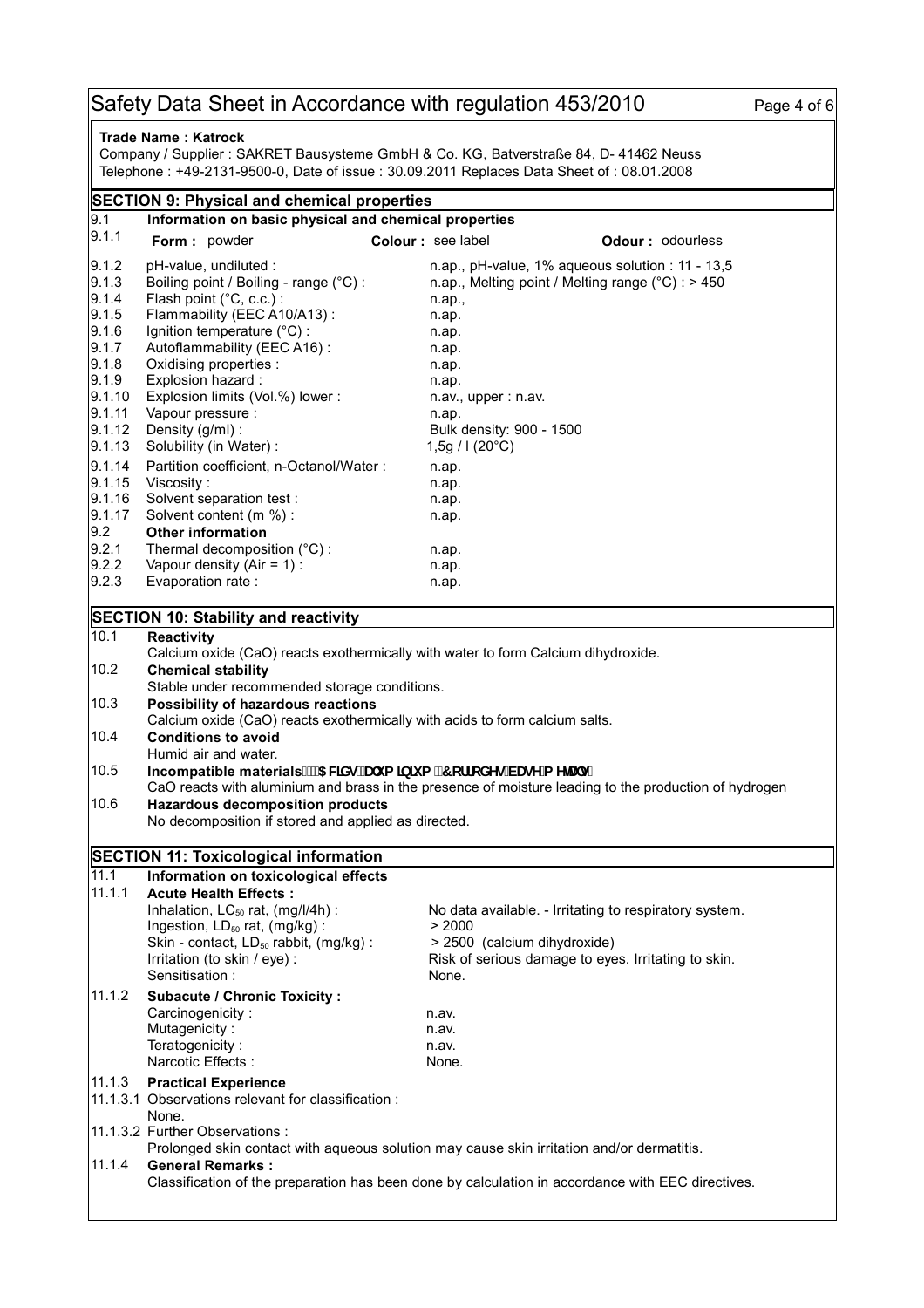# Safety Data Sheet in Accordance with regulation 453/2010

**Trade Name : Katrock**
Company / Supplier : SAKRET Bausysteme GmbH & Co. KG, Batverstraße 84, D- 41462 Neuss
Telephone : +49-2131-9500-0, Date of issue : 30.09.2011 Replaces Data Sheet of : 08.01.2008

## SECTION 9: Physical and chemical properties

| | | |
|---|---|---|
| **9.1** | **Information on basic physical and chemical properties** | |
| 9.1.1 | **Form :** powder | **Colour :** see label **Odour :** odourless |
| 9.1.2 | pH-value, undiluted : | n.ap., pH-value, 1% aqueous solution : 11 - 13,5 |
| 9.1.3 | Boiling point / Boiling - range (°C) : | n.ap., Melting point / Melting range (°C) : > 450 |
| 9.1.4 | Flash point (°C, c.c.) : | n.ap., |
| 9.1.5 | Flammability (EEC A10/A13) : | n.ap. |
| 9.1.6 | Ignition temperature (°C) : | n.ap. |
| 9.1.7 | Autoflammability (EEC A16) : | n.ap. |
| 9.1.8 | Oxidising properties : | n.ap. |
| 9.1.9 | Explosion hazard : | n.ap. |
| 9.1.10 | Explosion limits (Vol.%) lower : | n.av., upper : n.av. |
| 9.1.11 | Vapour pressure : | n.ap. |
| 9.1.12 | Density (g/ml) : | Bulk density: 900 - 1500 |
| 9.1.13 | Solubility (in Water) : | 1,5g / l (20°C) |
| 9.1.14 | Partition coefficient, n-Octanol/Water : | n.ap. |
| 9.1.15 | Viscosity : | n.ap. |
| 9.1.16 | Solvent separation test : | n.ap. |
| 9.1.17 | Solvent content (m %) : | n.ap. |
| **9.2** | **Other information** | |
| 9.2.1 | Thermal decomposition (°C) : | n.ap. |
| 9.2.2 | Vapour density (Air = 1) : | n.ap. |
| 9.2.3 | Evaporation rate : | n.ap. |

## SECTION 10: Stability and reactivity

**10.1 Reactivity**
Calcium oxide (CaO) reacts exothermically with water to form Calcium dihydroxide.

**10.2 Chemical stability**
Stable under recommended storage conditions.

**10.3 Possibility of hazardous reactions**
Calcium oxide (CaO) reacts exothermically with acids to form calcium salts.

**10.4 Conditions to avoid**
Humid air and water.

**10.5 Incompatible materials: Acids, aluminium, Corrodeable metals**
CaO reacts with aluminium and brass in the presence of moisture leading to the production of hydrogen

**10.6 Hazardous decomposition products**
No decomposition if stored and applied as directed.

## SECTION 11: Toxicological information

**11.1 Information on toxicological effects**

**11.1.1 Acute Health Effects :**

| | |
|---|---|
| Inhalation, $LC_{50}$ rat, (mg/l/4h) : | No data available. - Irritating to respiratory system. |
| Ingestion, $LD_{50}$ rat, (mg/kg) : | > 2000 |
| Skin - contact, $LD_{50}$ rabbit, (mg/kg) : | > 2500 (calcium dihydroxide) |
| Irritation (to skin / eye) : | Risk of serious damage to eyes. Irritating to skin. |
| Sensitisation : | None. |

**11.1.2 Subacute / Chronic Toxicity :**

| | |
|---|---|
| Carcinogenicity : | n.av. |
| Mutagenicity : | n.av. |
| Teratogenicity : | n.av. |
| Narcotic Effects : | None. |

**11.1.3 Practical Experience**

11.1.3.1 Observations relevant for classification :
None.

11.1.3.2 Further Observations :
Prolonged skin contact with aqueous solution may cause skin irritation and/or dermatitis.

**11.1.4 General Remarks :**
Classification of the preparation has been done by calculation in accordance with EEC directives.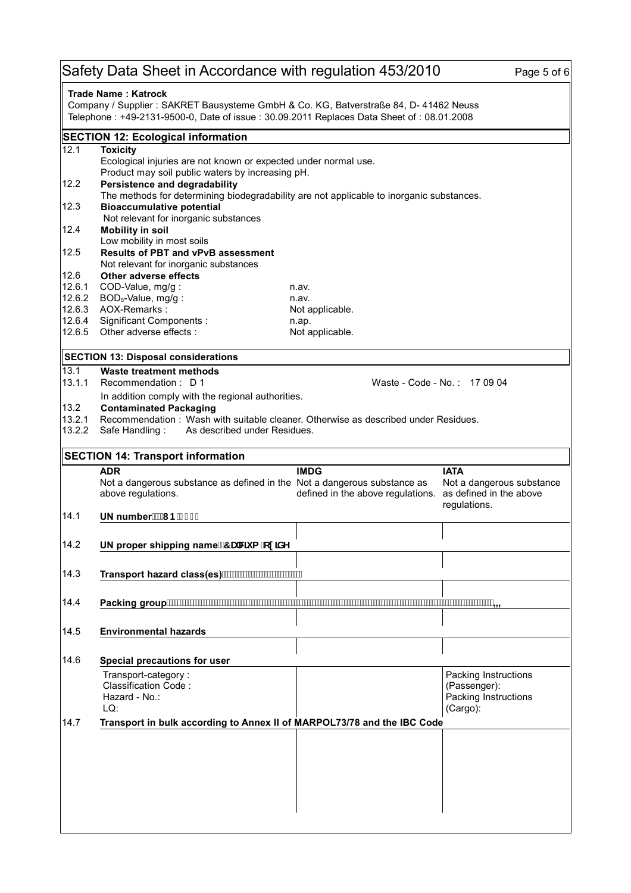# Safety Data Sheet in Accordance with regulation 453/2010

**Trade Name : Katrock**
Company / Supplier : SAKRET Bausysteme GmbH & Co. KG, Batverstraße 84, D- 41462 Neuss
Telephone : +49-2131-9500-0, Date of issue : 30.09.2011 Replaces Data Sheet of : 08.01.2008

## SECTION 12: Ecological information

12.1 **Toxicity**
Ecological injuries are not known or expected under normal use.
Product may soil public waters by increasing pH.

12.2 **Persistence and degradability**
The methods for determining biodegradability are not applicable to inorganic substances.

12.3 **Bioaccumulative potential**
Not relevant for inorganic substances

12.4 **Mobility in soil**
Low mobility in most soils

12.5 **Results of PBT and vPvB assessment**
Not relevant for inorganic substances

12.6 **Other adverse effects**

| | | |
|---|---|---|
| 12.6.1 | COD-Value, mg/g : | n.av. |
| 12.6.2 | $BOD_5$-Value, mg/g : | n.av. |
| 12.6.3 | AOX-Remarks : | Not applicable. |
| 12.6.4 | Significant Components : | n.ap. |
| 12.6.5 | Other adverse effects : | Not applicable. |

## SECTION 13: Disposal considerations

13.1 **Waste treatment methods**
13.1.1 Recommendation : D 1 Waste - Code - No. : 17 09 04
In addition comply with the regional authorities.

13.2 **Contaminated Packaging**
13.2.1 Recommendation : Wash with suitable cleaner. Otherwise as described under Residues.
13.2.2 Safe Handling : As described under Residues.

## SECTION 14: Transport information

| | ADR | IMDG | IATA |
|---|---|---|---|
| | Not a dangerous substance as defined in the above regulations. | Not a dangerous substance as defined in the above regulations. | Not a dangerous substance as defined in the above regulations. |
| 14.1 | **UN number** | | |
| 14.2 | **UN proper shipping name** | | |
| 14.3 | **Transport hazard class(es)** | | |
| 14.4 | **Packing group** | | |
| 14.5 | **Environmental hazards** | | |
| 14.6 | **Special precautions for user** | | |
| | Transport-category :<br>Classification Code :<br>Hazard - No.:<br>LQ: | | Packing Instructions (Passenger):<br>Packing Instructions (Cargo): |
| 14.7 | **Transport in bulk according to Annex II of MARPOL73/78 and the IBC Code** | | |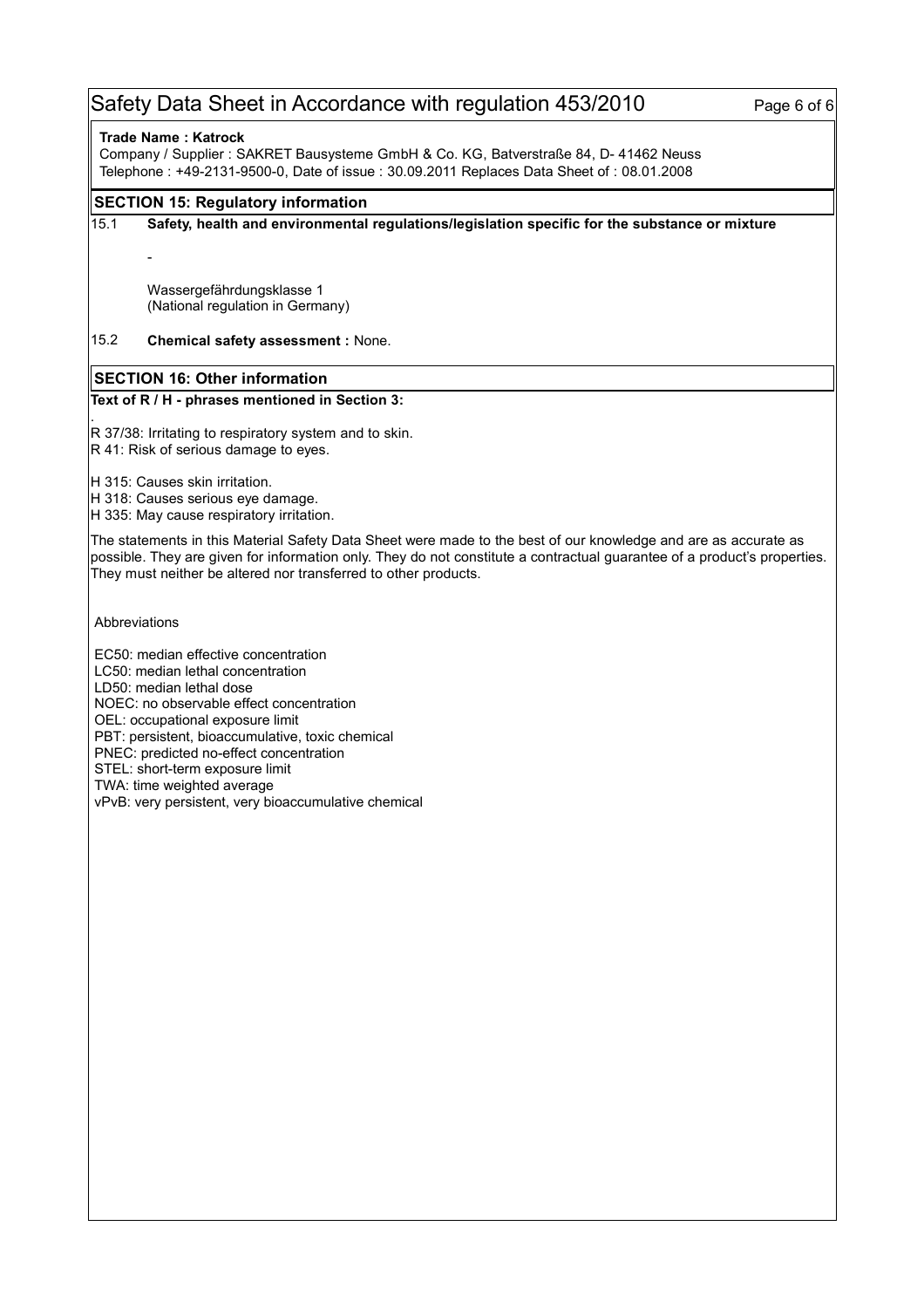## SECTION 15: Regulatory information

15.1 **Safety, health and environmental regulations/legislation specific for the substance or mixture**

-

Wassergefährdungsklasse 1
(National regulation in Germany)

15.2 **Chemical safety assessment :** None.

## SECTION 16: Other information

**Text of R / H - phrases mentioned in Section 3:**

.
R 37/38: Irritating to respiratory system and to skin.
R 41: Risk of serious damage to eyes.

H 315: Causes skin irritation.
H 318: Causes serious eye damage.
H 335: May cause respiratory irritation.

The statements in this Material Safety Data Sheet were made to the best of our knowledge and are as accurate as possible. They are given for information only. They do not constitute a contractual guarantee of a product's properties. They must neither be altered nor transferred to other products.

Abbreviations

EC50: median effective concentration
LC50: median lethal concentration
LD50: median lethal dose
NOEC: no observable effect concentration
OEL: occupational exposure limit
PBT: persistent, bioaccumulative, toxic chemical
PNEC: predicted no-effect concentration
STEL: short-term exposure limit
TWA: time weighted average
vPvB: very persistent, very bioaccumulative chemical